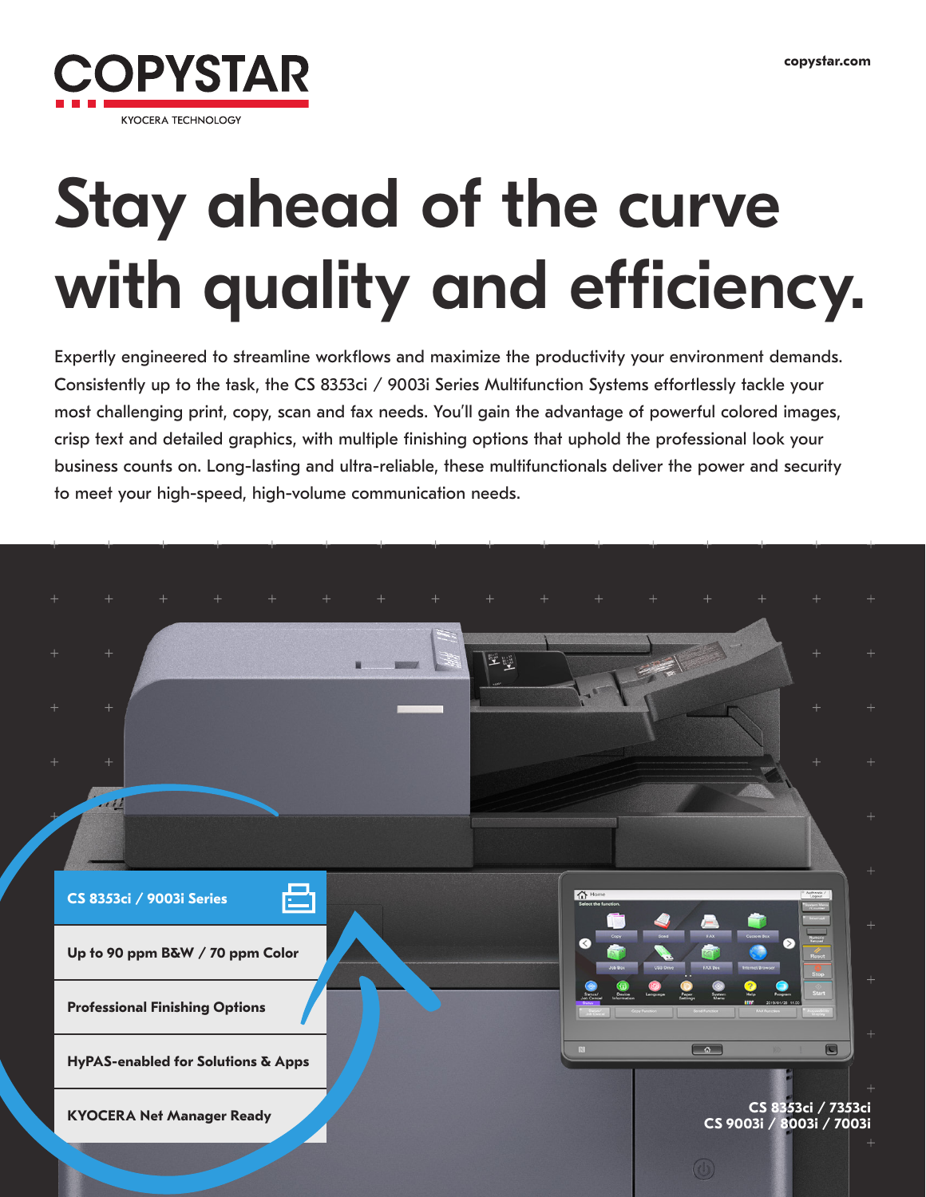COPYSTAR

KYOCERA TECHNOLOGY

copystar.com

# Stay ahead of the curve with quality and efficiency.

Expertly engineered to streamline workflows and maximize the productivity your environment demands. Consistently up to the task, the CS 8353ci / 9003i Series Multifunction Systems effortlessly tackle your most challenging print, copy, scan and fax needs. You'll gain the advantage of powerful colored images, crisp text and detailed graphics, with multiple finishing options that uphold the professional look your business counts on. Long-lasting and ultra-reliable, these multifunctionals deliver the power and security to meet your high-speed, high-volume communication needs.

**CS 8353ci / 9003i Series**

- **Up to 90 ppm B&W / 70 ppm Color**
- **Professional Finishing Options**
- **HyPAS-enabled for Solutions & Apps**
- **KYOCERA Net Manager Ready**

**CS 8353ci / 7353ci**
**CS 9003i / 8003i / 7003i**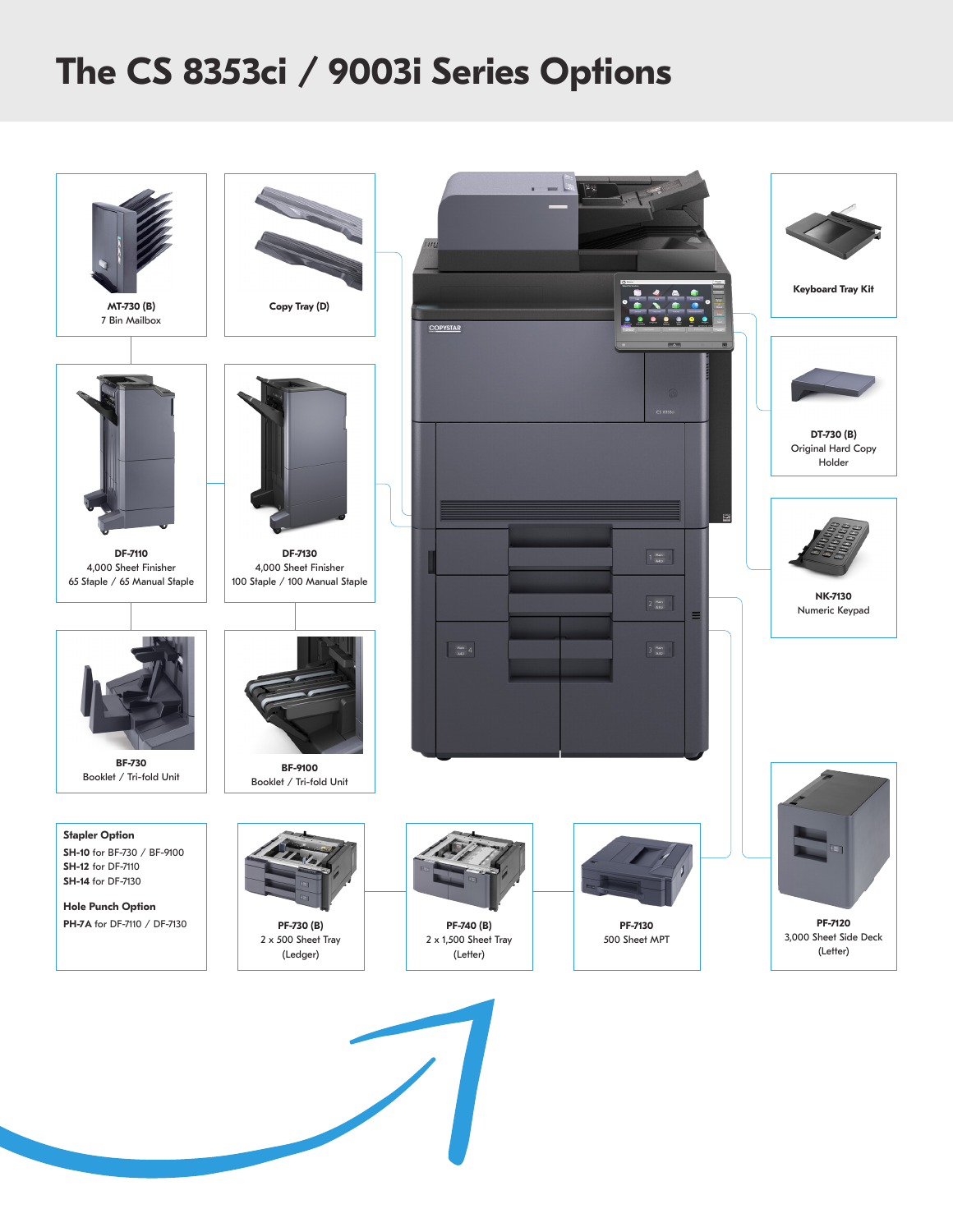# The CS 8353ci / 9003i Series Options

**MT-730 (B)**
7 Bin Mailbox

**Copy Tray (D)**

**DF-7110**
4,000 Sheet Finisher
65 Staple / 65 Manual Staple

**DF-7130**
4,000 Sheet Finisher
100 Staple / 100 Manual Staple

**BF-730**
Booklet / Tri-fold Unit

**BF-9100**
Booklet / Tri-fold Unit

**Keyboard Tray Kit**

**DT-730 (B)**
Original Hard Copy Holder

**NK-7130**
Numeric Keypad

**Stapler Option**

**SH-10** for BF-730 / BF-9100
**SH-12** for DF-7110
**SH-14** for DF-7130

**Hole Punch Option**

**PH-7A** for DF-7110 / DF-7130

**PF-730 (B)**
2 x 500 Sheet Tray
(Ledger)

**PF-740 (B)**
2 x 1,500 Sheet Tray
(Letter)

**PF-7130**
500 Sheet MPT

**PF-7120**
3,000 Sheet Side Deck
(Letter)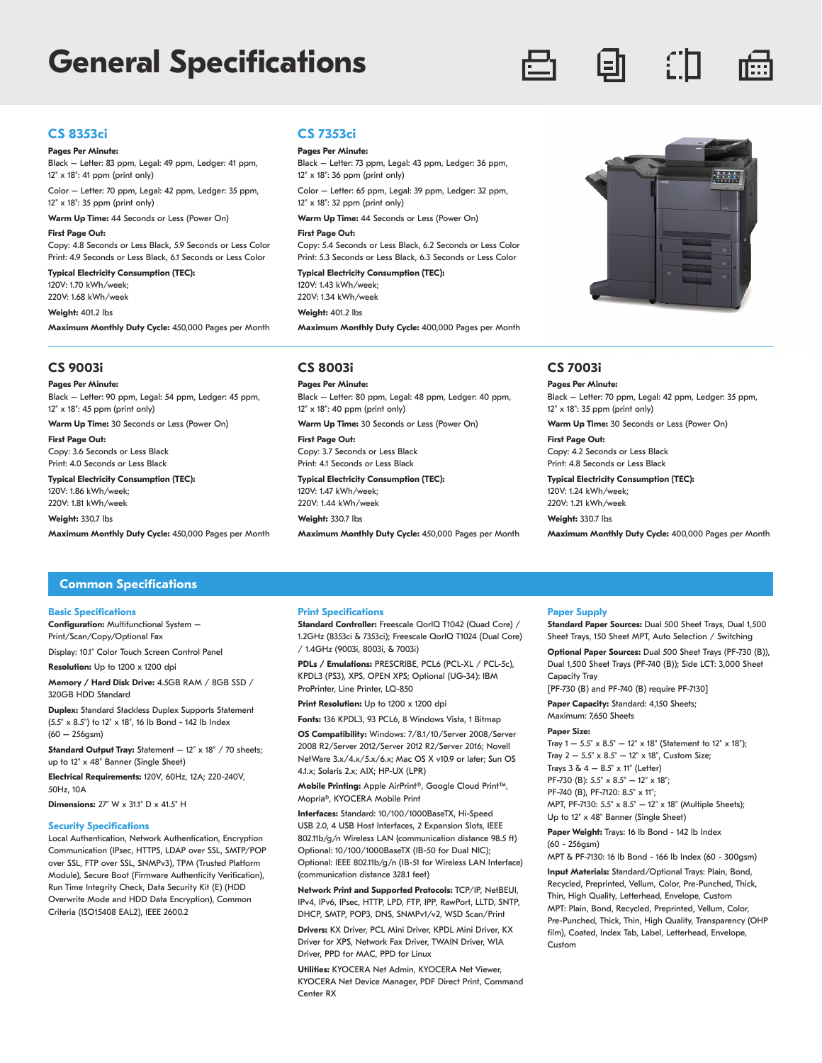# General Specifications

## CS 8353ci

**Pages Per Minute:**
Black — Letter: 83 ppm, Legal: 49 ppm, Ledger: 41 ppm, 12" x 18": 41 ppm (print only)

Color — Letter: 70 ppm, Legal: 42 ppm, Ledger: 35 ppm, 12" x 18": 35 ppm (print only)

**Warm Up Time:** 44 Seconds or Less (Power On)

**First Page Out:**
Copy: 4.8 Seconds or Less Black, 5.9 Seconds or Less Color
Print: 4.9 Seconds or Less Black, 6.1 Seconds or Less Color

**Typical Electricity Consumption (TEC):**
120V: 1.70 kWh/week;
220V: 1.68 kWh/week

**Weight:** 401.2 lbs

**Maximum Monthly Duty Cycle:** 450,000 Pages per Month

## CS 7353ci

**Pages Per Minute:**
Black — Letter: 73 ppm, Legal: 43 ppm, Ledger: 36 ppm, 12" x 18": 36 ppm (print only)

Color — Letter: 65 ppm, Legal: 39 ppm, Ledger: 32 ppm, 12" x 18": 32 ppm (print only)

**Warm Up Time:** 44 Seconds or Less (Power On)

**First Page Out:**
Copy: 5.4 Seconds or Less Black, 6.2 Seconds or Less Color
Print: 5.3 Seconds or Less Black, 6.3 Seconds or Less Color

**Typical Electricity Consumption (TEC):**
120V: 1.43 kWh/week;
220V: 1.34 kWh/week

**Weight:** 401.2 lbs

**Maximum Monthly Duty Cycle:** 400,000 Pages per Month

## CS 9003i

**Pages Per Minute:**
Black — Letter: 90 ppm, Legal: 54 ppm, Ledger: 45 ppm, 12" x 18": 45 ppm (print only)

**Warm Up Time:** 30 Seconds or Less (Power On)

**First Page Out:**
Copy: 3.6 Seconds or Less Black
Print: 4.0 Seconds or Less Black

**Typical Electricity Consumption (TEC):**
120V: 1.86 kWh/week;
220V: 1.81 kWh/week

**Weight:** 330.7 lbs

**Maximum Monthly Duty Cycle:** 450,000 Pages per Month

## CS 8003i

**Pages Per Minute:**
Black — Letter: 80 ppm, Legal: 48 ppm, Ledger: 40 ppm, 12" x 18": 40 ppm (print only)

**Warm Up Time:** 30 Seconds or Less (Power On)

**First Page Out:**
Copy: 3.7 Seconds or Less Black
Print: 4.1 Seconds or Less Black

**Typical Electricity Consumption (TEC):**
120V: 1.47 kWh/week;
220V: 1.44 kWh/week

**Weight:** 330.7 lbs

**Maximum Monthly Duty Cycle:** 450,000 Pages per Month

## CS 7003i

**Pages Per Minute:**
Black — Letter: 70 ppm, Legal: 42 ppm, Ledger: 35 ppm, 12" x 18": 35 ppm (print only)

**Warm Up Time:** 30 Seconds or Less (Power On)

**First Page Out:**
Copy: 4.2 Seconds or Less Black
Print: 4.8 Seconds or Less Black

**Typical Electricity Consumption (TEC):**
120V: 1.24 kWh/week;
220V: 1.21 kWh/week

**Weight:** 330.7 lbs

**Maximum Monthly Duty Cycle:** 400,000 Pages per Month

## Common Specifications

### Basic Specifications

**Configuration:** Multifunctional System — Print/Scan/Copy/Optional Fax

Display: 10.1" Color Touch Screen Control Panel

**Resolution:** Up to 1200 x 1200 dpi

**Memory / Hard Disk Drive:** 4.5GB RAM / 8GB SSD / 320GB HDD Standard

**Duplex:** Standard Stackless Duplex Supports Statement (5.5" x 8.5") to 12" x 18", 16 lb Bond - 142 lb Index (60 — 256gsm)

**Standard Output Tray:** Statement — 12" x 18" / 70 sheets; up to 12" x 48" Banner (Single Sheet)

**Electrical Requirements:** 120V, 60Hz, 12A; 220-240V, 50Hz, 10A

**Dimensions:** 27" W x 31.1" D x 41.5" H

### Security Specifications

Local Authentication, Network Authentication, Encryption Communication (IPsec, HTTPS, LDAP over SSL, SMTP/POP over SSL, FTP over SSL, SNMPv3), TPM (Trusted Platform Module), Secure Boot (Firmware Authenticity Verification), Run Time Integrity Check, Data Security Kit (E) (HDD Overwrite Mode and HDD Data Encryption), Common Criteria (ISO15408 EAL2), IEEE 2600.2

### Print Specifications

**Standard Controller:** Freescale QorIQ T1042 (Quad Core) / 1.2GHz (8353ci & 7353ci); Freescale QorIQ T1024 (Dual Core) / 1.4GHz (9003i, 8003i, & 7003i)

**PDLs / Emulations:** PRESCRIBE, PCL6 (PCL-XL / PCL-5c), KPDL3 (PS3), XPS, OPEN XPS; Optional (UG-34): IBM ProPrinter, Line Printer, LQ-850

**Print Resolution:** Up to 1200 x 1200 dpi

**Fonts:** 136 KPDL3, 93 PCL6, 8 Windows Vista, 1 Bitmap

**OS Compatibility:** Windows: 7/8.1/10/Server 2008/Server 2008 R2/Server 2012/Server 2012 R2/Server 2016; Novell NetWare 3.x/4.x/5.x/6.x; Mac OS X v10.9 or later; Sun OS 4.1.x; Solaris 2.x; AIX; HP-UX (LPR)

**Mobile Printing:** Apple AirPrint®, Google Cloud Print™, Mopria®, KYOCERA Mobile Print

**Interfaces:** Standard: 10/100/1000BaseTX, Hi-Speed USB 2.0, 4 USB Host Interfaces, 2 Expansion Slots, IEEE 802.11b/g/n Wireless LAN (communication distance 98.5 ft) Optional: 10/100/1000BaseTX (IB-50 for Dual NIC); Optional: IEEE 802.11b/g/n (IB-51 for Wireless LAN Interface) (communication distance 328.1 feet)

**Network Print and Supported Protocols:** TCP/IP, NetBEUI, IPv4, IPv6, IPsec, HTTP, LPD, FTP, IPP, RawPort, LLTD, SNTP, DHCP, SMTP, POP3, DNS, SNMPv1/v2, WSD Scan/Print

**Drivers:** KX Driver, PCL Mini Driver, KPDL Mini Driver, KX Driver for XPS, Network Fax Driver, TWAIN Driver, WIA Driver, PPD for MAC, PPD for Linux

**Utilities:** KYOCERA Net Admin, KYOCERA Net Viewer, KYOCERA Net Device Manager, PDF Direct Print, Command Center RX

### Paper Supply

**Standard Paper Sources:** Dual 500 Sheet Trays, Dual 1,500 Sheet Trays, 150 Sheet MPT, Auto Selection / Switching

**Optional Paper Sources:** Dual 500 Sheet Trays (PF-730 (B)), Dual 1,500 Sheet Trays (PF-740 (B)); Side LCT: 3,000 Sheet Capacity Tray
[PF-730 (B) and PF-740 (B) require PF-7130]

**Paper Capacity:** Standard: 4,150 Sheets;
Maximum: 7,650 Sheets

**Paper Size:**
Tray 1 — 5.5" x 8.5" — 12" x 18" (Statement to 12" x 18");
Tray 2 — 5.5" x 8.5" — 12" x 18", Custom Size;
Trays 3 & 4 — 8.5" x 11" (Letter)
PF-730 (B): 5.5" x 8.5" — 12" x 18";
PF-740 (B), PF-7120: 8.5" x 11";
MPT, PF-7130: 5.5" x 8.5" — 12" x 18" (Multiple Sheets);
Up to 12" x 48" Banner (Single Sheet)

**Paper Weight:** Trays: 16 lb Bond - 142 lb Index (60 - 256gsm)
MPT & PF-7130: 16 lb Bond - 166 lb Index (60 - 300gsm)

**Input Materials:** Standard/Optional Trays: Plain, Bond, Recycled, Preprinted, Vellum, Color, Pre-Punched, Thick, Thin, High Quality, Letterhead, Envelope, Custom
MPT: Plain, Bond, Recycled, Preprinted, Vellum, Color, Pre-Punched, Thick, Thin, High Quality, Transparency (OHP film), Coated, Index Tab, Label, Letterhead, Envelope, Custom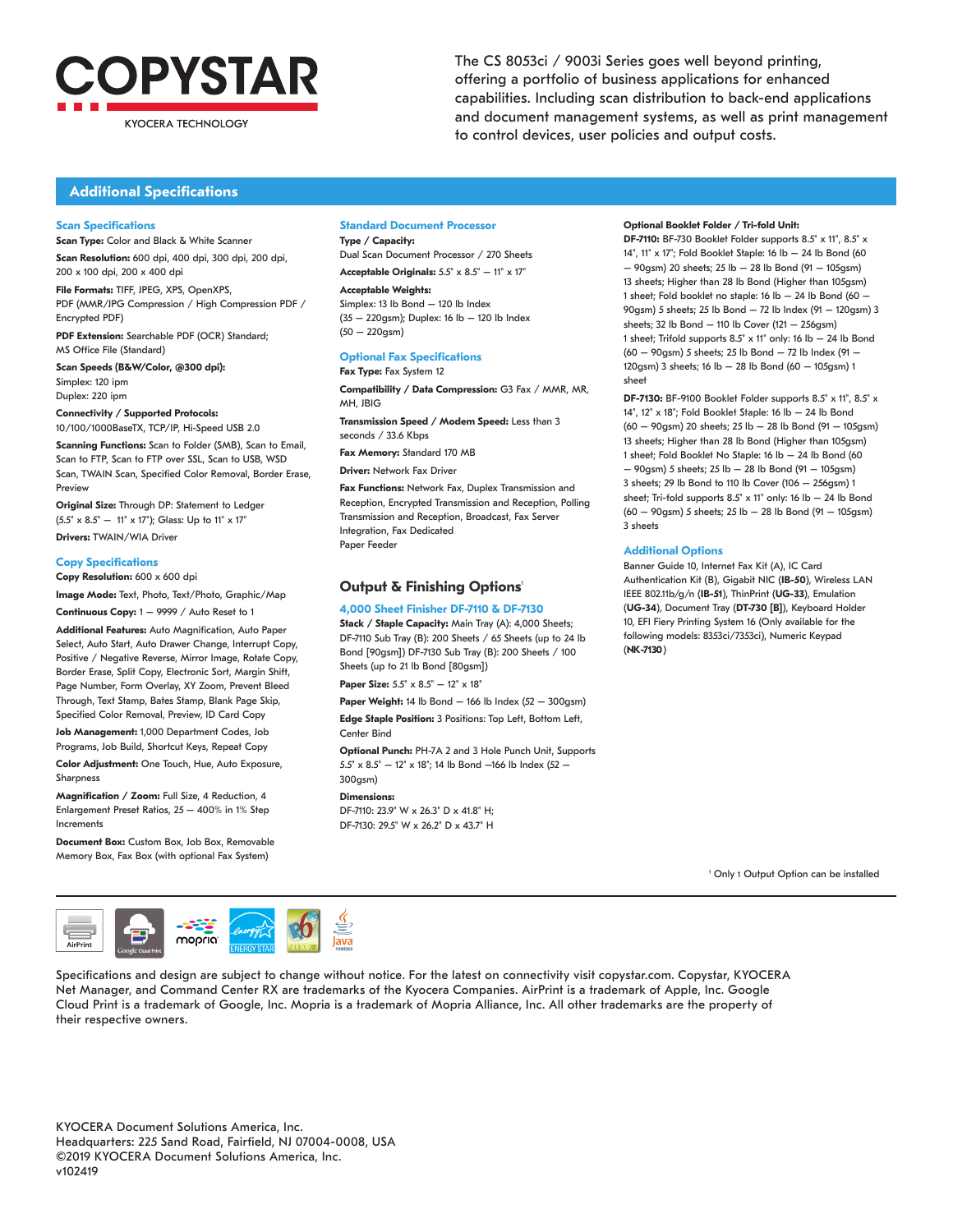COPYSTAR

KYOCERA TECHNOLOGY

The CS 8053ci / 9003i Series goes well beyond printing, offering a portfolio of business applications for enhanced capabilities. Including scan distribution to back-end applications and document management systems, as well as print management to control devices, user policies and output costs.

## Additional Specifications

### Scan Specifications

**Scan Type:** Color and Black & White Scanner

**Scan Resolution:** 600 dpi, 400 dpi, 300 dpi, 200 dpi, 200 x 100 dpi, 200 x 400 dpi

**File Formats:** TIFF, JPEG, XPS, OpenXPS, PDF (MMR/JPG Compression / High Compression PDF / Encrypted PDF)

**PDF Extension:** Searchable PDF (OCR) Standard; MS Office File (Standard)

**Scan Speeds (B&W/Color, @300 dpi):**
Simplex: 120 ipm
Duplex: 220 ipm

**Connectivity / Supported Protocols:** 10/100/1000BaseTX, TCP/IP, Hi-Speed USB 2.0

**Scanning Functions:** Scan to Folder (SMB), Scan to Email, Scan to FTP, Scan to FTP over SSL, Scan to USB, WSD Scan, TWAIN Scan, Specified Color Removal, Border Erase, Preview

**Original Size:** Through DP: Statement to Ledger (5.5" x 8.5" — 11" x 17"); Glass: Up to 11" x 17"

**Drivers:** TWAIN/WIA Driver

### Copy Specifications

**Copy Resolution:** 600 x 600 dpi

**Image Mode:** Text, Photo, Text/Photo, Graphic/Map

**Continuous Copy:** 1 — 9999 / Auto Reset to 1

**Additional Features:** Auto Magnification, Auto Paper Select, Auto Start, Auto Drawer Change, Interrupt Copy, Positive / Negative Reverse, Mirror Image, Rotate Copy, Border Erase, Split Copy, Electronic Sort, Margin Shift, Page Number, Form Overlay, XY Zoom, Prevent Bleed Through, Text Stamp, Bates Stamp, Blank Page Skip, Specified Color Removal, Preview, ID Card Copy

**Job Management:** 1,000 Department Codes, Job Programs, Job Build, Shortcut Keys, Repeat Copy

**Color Adjustment:** One Touch, Hue, Auto Exposure, Sharpness

**Magnification / Zoom:** Full Size, 4 Reduction, 4 Enlargement Preset Ratios, 25 — 400% in 1% Step Increments

**Document Box:** Custom Box, Job Box, Removable Memory Box, Fax Box (with optional Fax System)

### Standard Document Processor

**Type / Capacity:**
Dual Scan Document Processor / 270 Sheets

**Acceptable Originals:** 5.5" x 8.5" — 11" x 17"

**Acceptable Weights:**
Simplex: 13 lb Bond — 120 lb Index (35 — 220gsm); Duplex: 16 lb — 120 lb Index (50 — 220gsm)

### Optional Fax Specifications

**Fax Type:** Fax System 12

**Compatibility / Data Compression:** G3 Fax / MMR, MR, MH, JBIG

**Transmission Speed / Modem Speed:** Less than 3 seconds / 33.6 Kbps

**Fax Memory:** Standard 170 MB

**Driver:** Network Fax Driver

**Fax Functions:** Network Fax, Duplex Transmission and Reception, Encrypted Transmission and Reception, Polling Transmission and Reception, Broadcast, Fax Server Integration, Fax Dedicated Paper Feeder

## Output & Finishing Options[1]

### 4,000 Sheet Finisher DF-7110 & DF-7130

**Stack / Staple Capacity:** Main Tray (A): 4,000 Sheets; DF-7110 Sub Tray (B): 200 Sheets / 65 Sheets (up to 24 lb Bond [90gsm]) DF-7130 Sub Tray (B): 200 Sheets / 100 Sheets (up to 21 lb Bond [80gsm])

**Paper Size:** 5.5" x 8.5" — 12" x 18"

**Paper Weight:** 14 lb Bond — 166 lb Index (52 — 300gsm)

**Edge Staple Position:** 3 Positions: Top Left, Bottom Left, Center Bind

**Optional Punch:** PH-7A 2 and 3 Hole Punch Unit, Supports 5.5" x 8.5" — 12" x 18"; 14 lb Bond —166 lb Index (52 — 300gsm)

**Dimensions:**
DF-7110: 23.9" W x 26.3" D x 41.8" H;
DF-7130: 29.5" W x 26.2" D x 43.7" H

**Optional Booklet Folder / Tri-fold Unit:**

**DF-7110:** BF-730 Booklet Folder supports 8.5" x 11", 8.5" x 14", 11" x 17"; Fold Booklet Staple: 16 lb — 24 lb Bond (60 — 90gsm) 20 sheets; 25 lb — 28 lb Bond (91 — 105gsm) 13 sheets; Higher than 28 lb Bond (Higher than 105gsm) 1 sheet; Fold booklet no staple: 16 lb — 24 lb Bond (60 — 90gsm) 5 sheets; 25 lb Bond — 72 lb Index (91 — 120gsm) 3 sheets; 32 lb Bond — 110 lb Cover (121 — 256gsm) 1 sheet; Trifold supports 8.5" x 11" only: 16 lb — 24 lb Bond (60 — 90gsm) 5 sheets; 25 lb Bond — 72 lb Index (91 — 120gsm) 3 sheets; 16 lb — 28 lb Bond (60 — 105gsm) 1 sheet

**DF-7130:** BF-9100 Booklet Folder supports 8.5" x 11", 8.5" x 14", 12" x 18"; Fold Booklet Staple: 16 lb — 24 lb Bond (60 — 90gsm) 20 sheets; 25 lb — 28 lb Bond (91 — 105gsm) 13 sheets; Higher than 28 lb Bond (Higher than 105gsm) 1 sheet; Fold Booklet No Staple: 16 lb — 24 lb Bond (60 — 90gsm) 5 sheets; 25 lb — 28 lb Bond (91 — 105gsm) 3 sheets; 29 lb Bond to 110 lb Cover (106 — 256gsm) 1 sheet; Tri-fold supports 8.5" x 11" only: 16 lb — 24 lb Bond (60 — 90gsm) 5 sheets; 25 lb — 28 lb Bond (91 — 105gsm) 3 sheets

### Additional Options

Banner Guide 10, Internet Fax Kit (A), IC Card Authentication Kit (B), Gigabit NIC (**IB-50**), Wireless LAN IEEE 802.11b/g/n (**IB-51**), ThinPrint (**UG-33**), Emulation (**UG-34**), Document Tray (**DT-730 [B]**), Keyboard Holder 10, EFI Fiery Printing System 16 (Only available for the following models: 8353ci/7353ci), Numeric Keypad (**NK-7130**)

[1] Only 1 Output Option can be installed

Specifications and design are subject to change without notice. For the latest on connectivity visit copystar.com. Copystar, KYOCERA Net Manager, and Command Center RX are trademarks of the Kyocera Companies. AirPrint is a trademark of Apple, Inc. Google Cloud Print is a trademark of Google, Inc. Mopria is a trademark of Mopria Alliance, Inc. All other trademarks are the property of their respective owners.

KYOCERA Document Solutions America, Inc.
Headquarters: 225 Sand Road, Fairfield, NJ 07004-0008, USA
©2019 KYOCERA Document Solutions America, Inc.
v102419